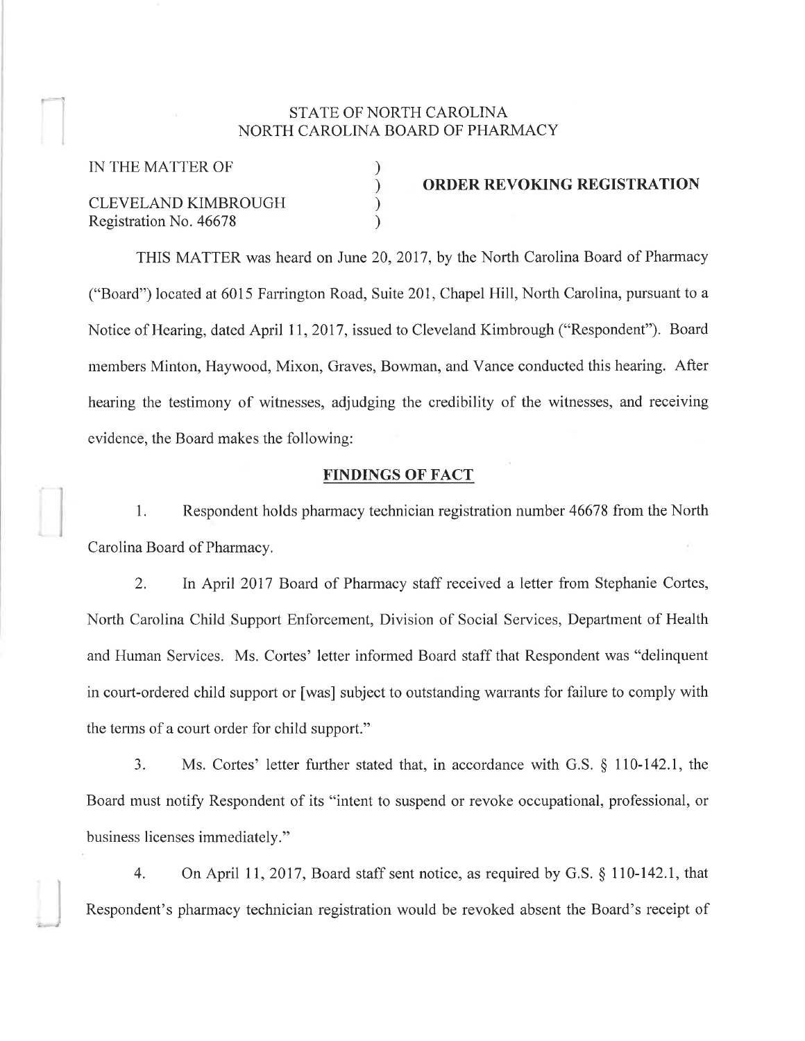STATE OF NORTH CAROLINA
NORTH CAROLINA BOARD OF PHARMACY

IN THE MATTER OF

CLEVELAND KIMBROUGH
Registration No. 46678

**ORDER REVOKING REGISTRATION**

THIS MATTER was heard on June 20, 2017, by the North Carolina Board of Pharmacy ("Board") located at 6015 Farrington Road, Suite 201, Chapel Hill, North Carolina, pursuant to a Notice of Hearing, dated April 11, 2017, issued to Cleveland Kimbrough ("Respondent"). Board members Minton, Haywood, Mixon, Graves, Bowman, and Vance conducted this hearing. After hearing the testimony of witnesses, adjudging the credibility of the witnesses, and receiving evidence, the Board makes the following:

## FINDINGS OF FACT

1. Respondent holds pharmacy technician registration number 46678 from the North Carolina Board of Pharmacy.

2. In April 2017 Board of Pharmacy staff received a letter from Stephanie Cortes, North Carolina Child Support Enforcement, Division of Social Services, Department of Health and Human Services. Ms. Cortes' letter informed Board staff that Respondent was "delinquent in court-ordered child support or [was] subject to outstanding warrants for failure to comply with the terms of a court order for child support."

3. Ms. Cortes' letter further stated that, in accordance with G.S. § 110-142.1, the Board must notify Respondent of its "intent to suspend or revoke occupational, professional, or business licenses immediately."

4. On April 11, 2017, Board staff sent notice, as required by G.S. § 110-142.1, that Respondent's pharmacy technician registration would be revoked absent the Board's receipt of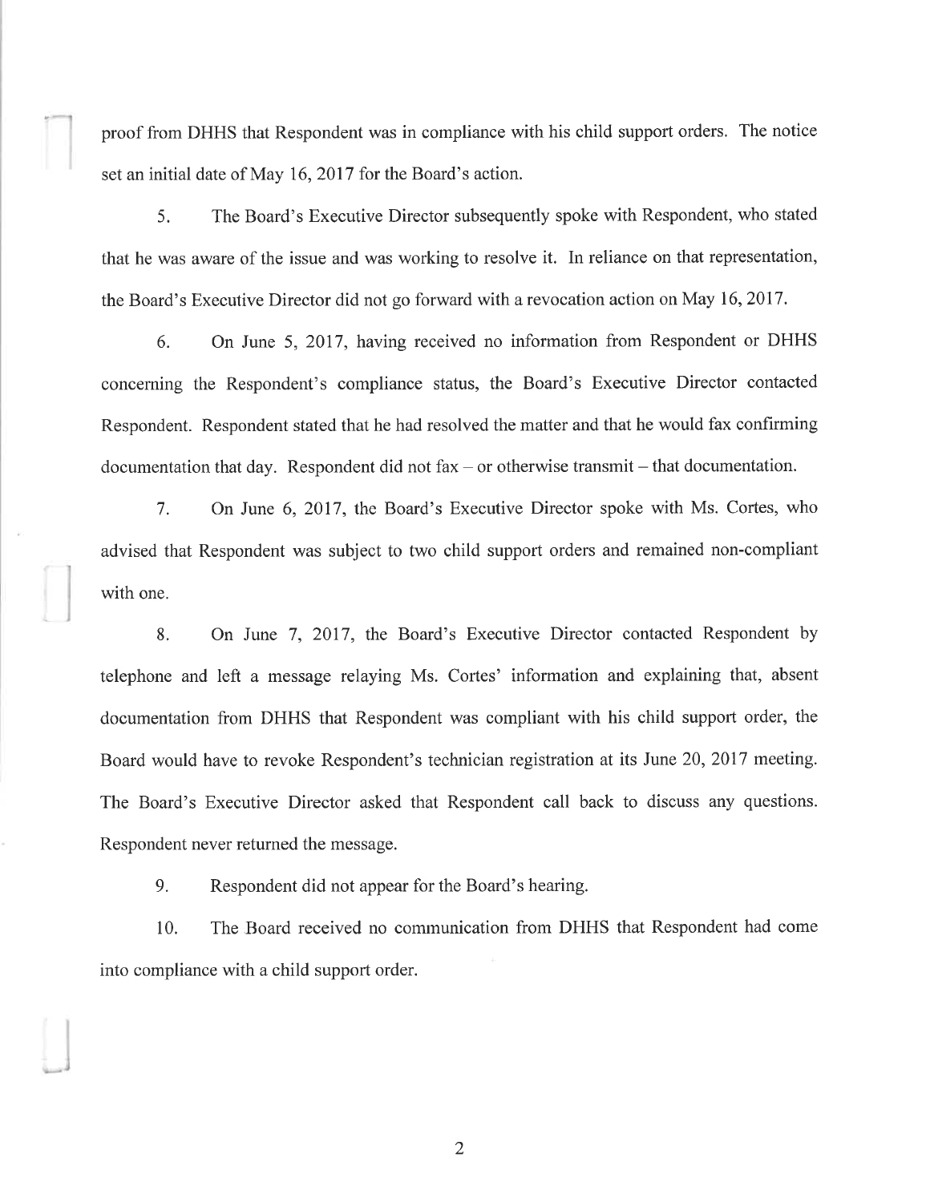proof from DHHS that Respondent was in compliance with his child support orders. The notice set an initial date of May 16, 2017 for the Board's action.

5. The Board's Executive Director subsequently spoke with Respondent, who stated that he was aware of the issue and was working to resolve it. In reliance on that representation, the Board's Executive Director did not go forward with a revocation action on May 16, 2017.

6. On June 5, 2017, having received no information from Respondent or DHHS concerning the Respondent's compliance status, the Board's Executive Director contacted Respondent. Respondent stated that he had resolved the matter and that he would fax confirming documentation that day. Respondent did not fax – or otherwise transmit – that documentation.

7. On June 6, 2017, the Board's Executive Director spoke with Ms. Cortes, who advised that Respondent was subject to two child support orders and remained non-compliant with one.

8. On June 7, 2017, the Board's Executive Director contacted Respondent by telephone and left a message relaying Ms. Cortes' information and explaining that, absent documentation from DHHS that Respondent was compliant with his child support order, the Board would have to revoke Respondent's technician registration at its June 20, 2017 meeting. The Board's Executive Director asked that Respondent call back to discuss any questions. Respondent never returned the message.

9. Respondent did not appear for the Board's hearing.

10. The Board received no communication from DHHS that Respondent had come into compliance with a child support order.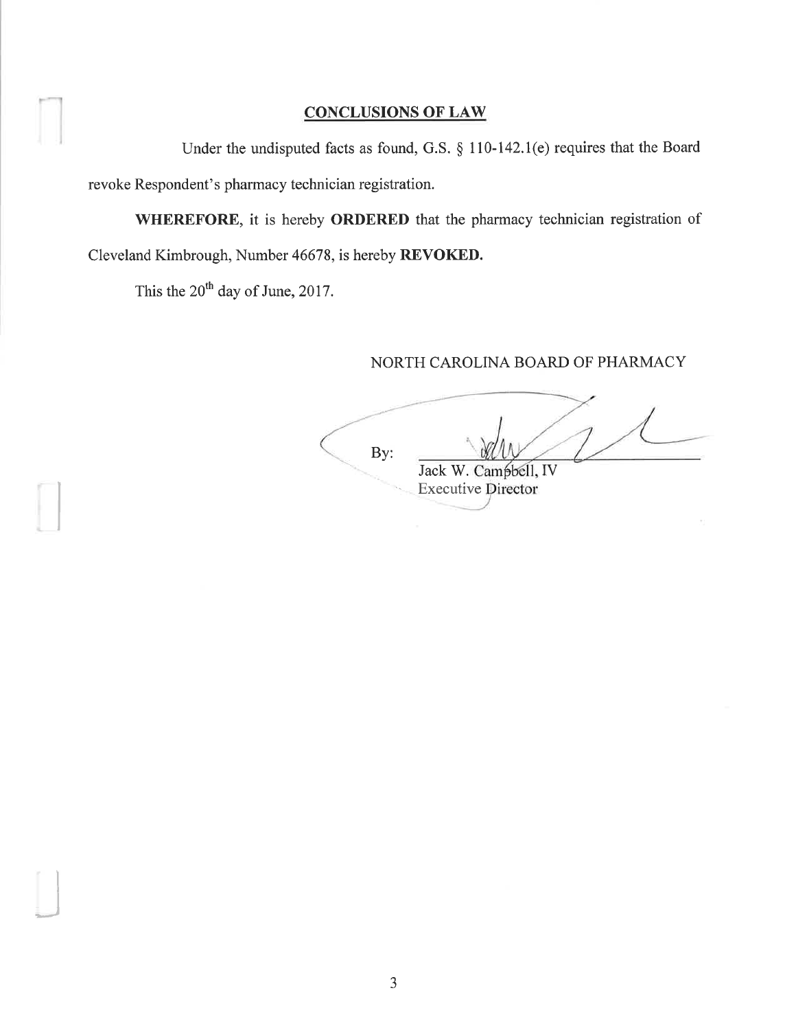## CONCLUSIONS OF LAW

Under the undisputed facts as found, G.S. § 110-142.1(e) requires that the Board revoke Respondent's pharmacy technician registration.

**WHEREFORE**, it is hereby **ORDERED** that the pharmacy technician registration of Cleveland Kimbrough, Number 46678, is hereby **REVOKED.**

This the 20th day of June, 2017.

NORTH CAROLINA BOARD OF PHARMACY

By: ______________________

Jack W. Campbell, IV
Executive Director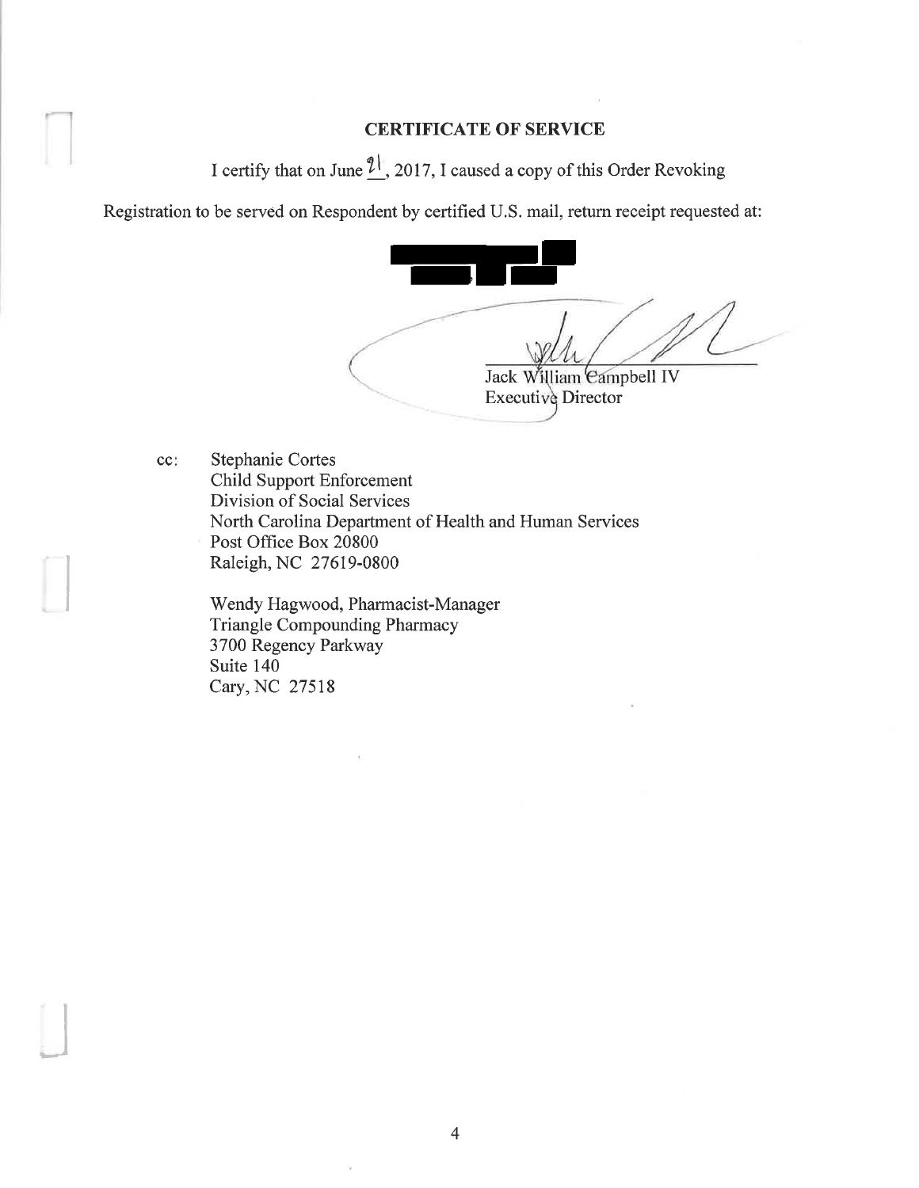**CERTIFICATE OF SERVICE**

I certify that on June 21, 2017, I caused a copy of this Order Revoking Registration to be served on Respondent by certified U.S. mail, return receipt requested at:

Jack William Campbell IV
Executive Director

cc: Stephanie Cortes
Child Support Enforcement
Division of Social Services
North Carolina Department of Health and Human Services
Post Office Box 20800
Raleigh, NC 27619-0800

Wendy Hagwood, Pharmacist-Manager
Triangle Compounding Pharmacy
3700 Regency Parkway
Suite 140
Cary, NC 27518